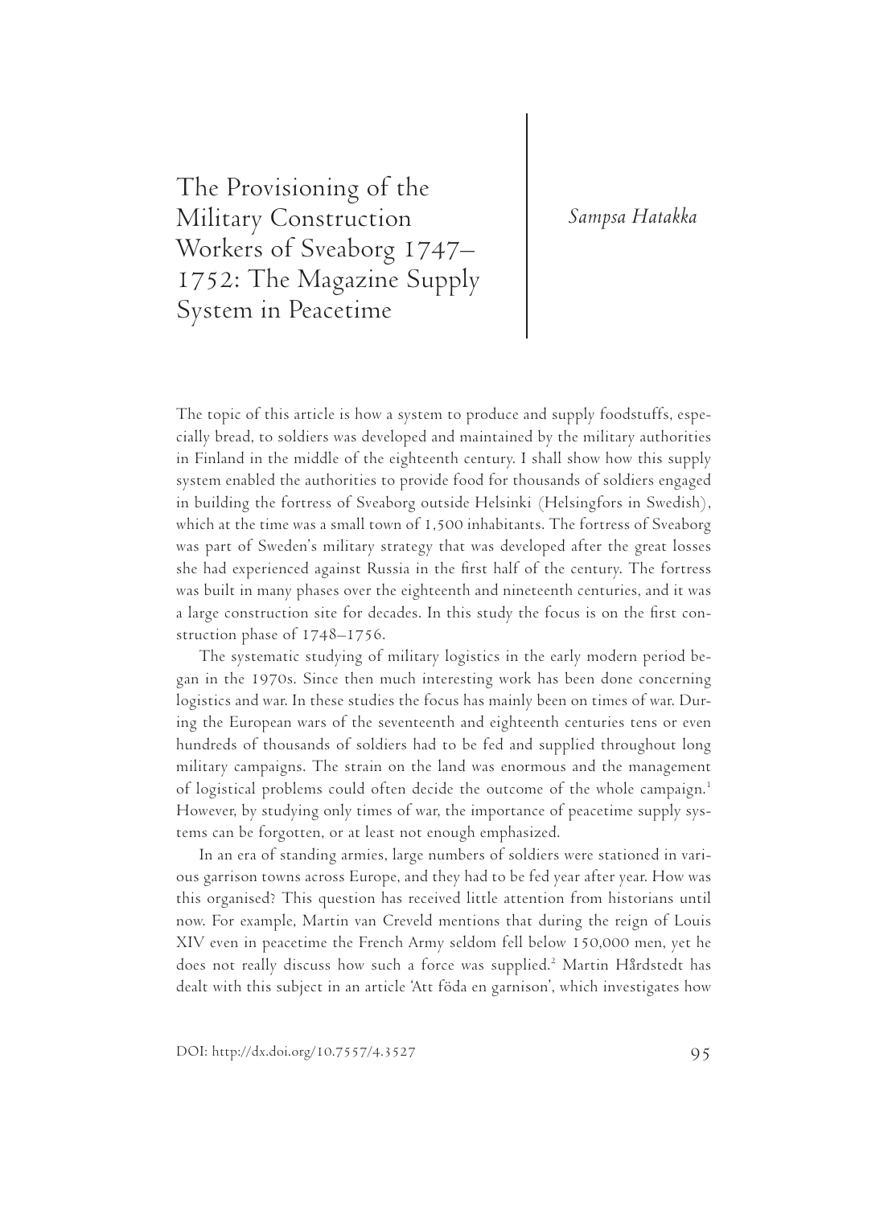# The Provisioning of the Military Construction Workers of Sveaborg 1747–1752: The Magazine Supply System in Peacetime

*Sampsa Hatakka*

The topic of this article is how a system to produce and supply foodstuffs, especially bread, to soldiers was developed and maintained by the military authorities in Finland in the middle of the eighteenth century. I shall show how this supply system enabled the authorities to provide food for thousands of soldiers engaged in building the fortress of Sveaborg outside Helsinki (Helsingfors in Swedish), which at the time was a small town of 1,500 inhabitants. The fortress of Sveaborg was part of Sweden's military strategy that was developed after the great losses she had experienced against Russia in the first half of the century. The fortress was built in many phases over the eighteenth and nineteenth centuries, and it was a large construction site for decades. In this study the focus is on the first construction phase of 1748–1756.

The systematic studying of military logistics in the early modern period began in the 1970s. Since then much interesting work has been done concerning logistics and war. In these studies the focus has mainly been on times of war. During the European wars of the seventeenth and eighteenth centuries tens or even hundreds of thousands of soldiers had to be fed and supplied throughout long military campaigns. The strain on the land was enormous and the management of logistical problems could often decide the outcome of the whole campaign.[1] However, by studying only times of war, the importance of peacetime supply systems can be forgotten, or at least not enough emphasized.

In an era of standing armies, large numbers of soldiers were stationed in various garrison towns across Europe, and they had to be fed year after year. How was this organised? This question has received little attention from historians until now. For example, Martin van Creveld mentions that during the reign of Louis XIV even in peacetime the French Army seldom fell below 150,000 men, yet he does not really discuss how such a force was supplied.[2] Martin Hårdstedt has dealt with this subject in an article 'Att föda en garnison', which investigates how

DOI: http://dx.doi.org/10.7557/4.3527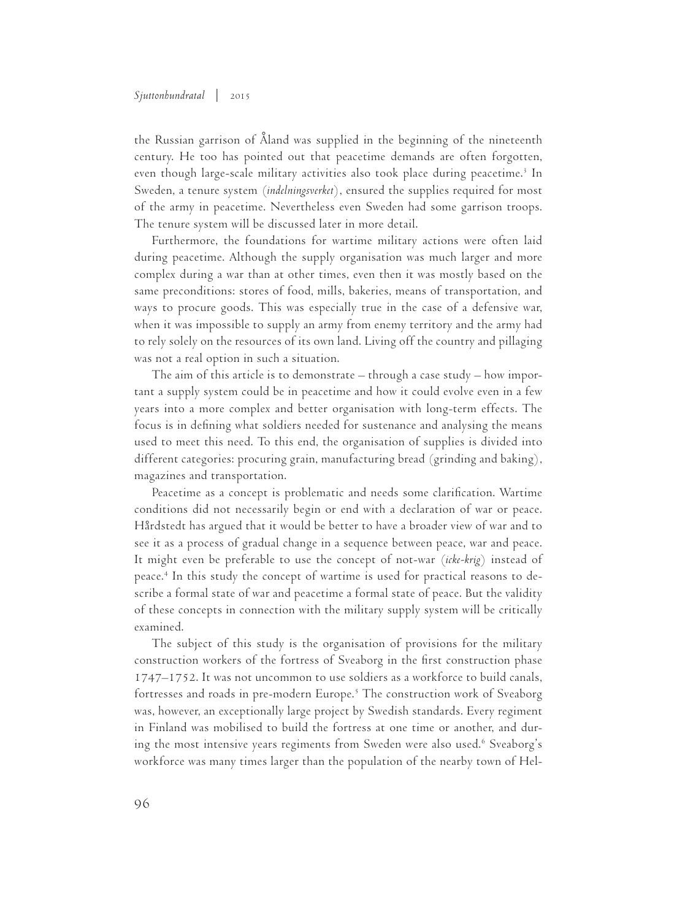the Russian garrison of Åland was supplied in the beginning of the nineteenth century. He too has pointed out that peacetime demands are often forgotten, even though large-scale military activities also took place during peacetime.[3] In Sweden, a tenure system (*indelningsverket*), ensured the supplies required for most of the army in peacetime. Nevertheless even Sweden had some garrison troops. The tenure system will be discussed later in more detail.

Furthermore, the foundations for wartime military actions were often laid during peacetime. Although the supply organisation was much larger and more complex during a war than at other times, even then it was mostly based on the same preconditions: stores of food, mills, bakeries, means of transportation, and ways to procure goods. This was especially true in the case of a defensive war, when it was impossible to supply an army from enemy territory and the army had to rely solely on the resources of its own land. Living off the country and pillaging was not a real option in such a situation.

The aim of this article is to demonstrate – through a case study – how important a supply system could be in peacetime and how it could evolve even in a few years into a more complex and better organisation with long-term effects. The focus is in defining what soldiers needed for sustenance and analysing the means used to meet this need. To this end, the organisation of supplies is divided into different categories: procuring grain, manufacturing bread (grinding and baking), magazines and transportation.

Peacetime as a concept is problematic and needs some clarification. Wartime conditions did not necessarily begin or end with a declaration of war or peace. Hårdstedt has argued that it would be better to have a broader view of war and to see it as a process of gradual change in a sequence between peace, war and peace. It might even be preferable to use the concept of not-war (*icke-krig*) instead of peace.[4] In this study the concept of wartime is used for practical reasons to describe a formal state of war and peacetime a formal state of peace. But the validity of these concepts in connection with the military supply system will be critically examined.

The subject of this study is the organisation of provisions for the military construction workers of the fortress of Sveaborg in the first construction phase 1747–1752. It was not uncommon to use soldiers as a workforce to build canals, fortresses and roads in pre-modern Europe.[5] The construction work of Sveaborg was, however, an exceptionally large project by Swedish standards. Every regiment in Finland was mobilised to build the fortress at one time or another, and during the most intensive years regiments from Sweden were also used.[6] Sveaborg's workforce was many times larger than the population of the nearby town of Hel-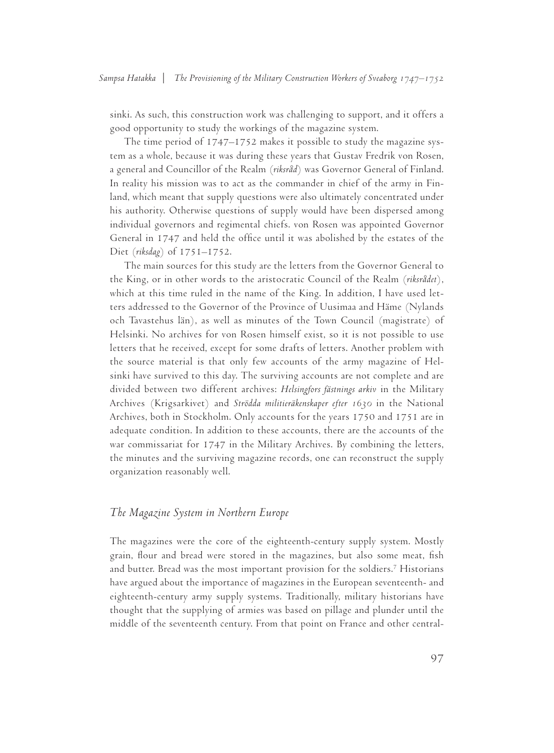sinki. As such, this construction work was challenging to support, and it offers a good opportunity to study the workings of the magazine system.

The time period of 1747–1752 makes it possible to study the magazine system as a whole, because it was during these years that Gustav Fredrik von Rosen, a general and Councillor of the Realm (*riksråd*) was Governor General of Finland. In reality his mission was to act as the commander in chief of the army in Finland, which meant that supply questions were also ultimately concentrated under his authority. Otherwise questions of supply would have been dispersed among individual governors and regimental chiefs. von Rosen was appointed Governor General in 1747 and held the office until it was abolished by the estates of the Diet (*riksdag*) of 1751–1752.

The main sources for this study are the letters from the Governor General to the King, or in other words to the aristocratic Council of the Realm (*riksrådet*), which at this time ruled in the name of the King. In addition, I have used letters addressed to the Governor of the Province of Uusimaa and Häme (Nylands och Tavastehus län), as well as minutes of the Town Council (magistrate) of Helsinki. No archives for von Rosen himself exist, so it is not possible to use letters that he received, except for some drafts of letters. Another problem with the source material is that only few accounts of the army magazine of Helsinki have survived to this day. The surviving accounts are not complete and are divided between two different archives: *Helsingfors fästnings arkiv* in the Military Archives (Krigsarkivet) and *Strödda militieräkenskaper efter 1630* in the National Archives, both in Stockholm. Only accounts for the years 1750 and 1751 are in adequate condition. In addition to these accounts, there are the accounts of the war commissariat for 1747 in the Military Archives. By combining the letters, the minutes and the surviving magazine records, one can reconstruct the supply organization reasonably well.

## *The Magazine System in Northern Europe*

The magazines were the core of the eighteenth-century supply system. Mostly grain, flour and bread were stored in the magazines, but also some meat, fish and butter. Bread was the most important provision for the soldiers.[7] Historians have argued about the importance of magazines in the European seventeenth- and eighteenth-century army supply systems. Traditionally, military historians have thought that the supplying of armies was based on pillage and plunder until the middle of the seventeenth century. From that point on France and other central-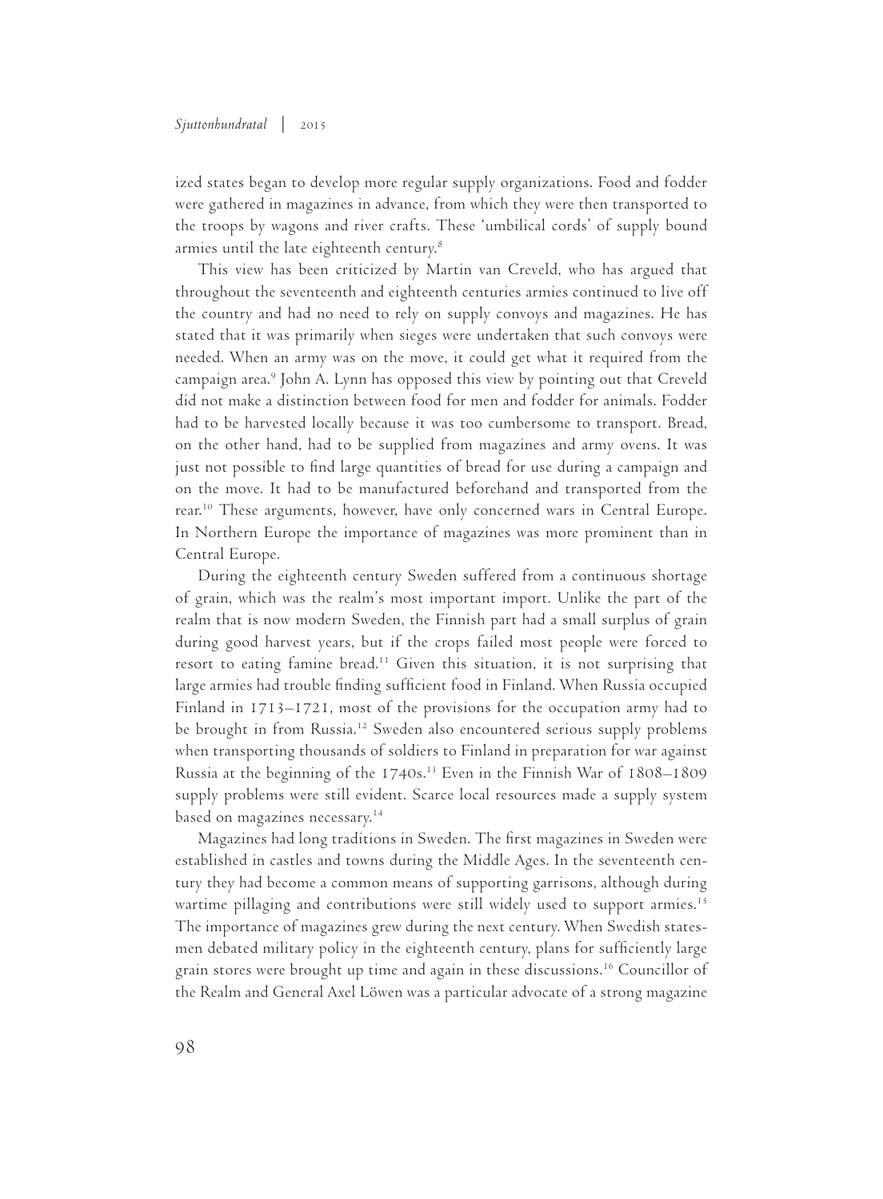ized states began to develop more regular supply organizations. Food and fodder were gathered in magazines in advance, from which they were then transported to the troops by wagons and river crafts. These 'umbilical cords' of supply bound armies until the late eighteenth century.[8]

This view has been criticized by Martin van Creveld, who has argued that throughout the seventeenth and eighteenth centuries armies continued to live off the country and had no need to rely on supply convoys and magazines. He has stated that it was primarily when sieges were undertaken that such convoys were needed. When an army was on the move, it could get what it required from the campaign area.[9] John A. Lynn has opposed this view by pointing out that Creveld did not make a distinction between food for men and fodder for animals. Fodder had to be harvested locally because it was too cumbersome to transport. Bread, on the other hand, had to be supplied from magazines and army ovens. It was just not possible to find large quantities of bread for use during a campaign and on the move. It had to be manufactured beforehand and transported from the rear.[10] These arguments, however, have only concerned wars in Central Europe. In Northern Europe the importance of magazines was more prominent than in Central Europe.

During the eighteenth century Sweden suffered from a continuous shortage of grain, which was the realm's most important import. Unlike the part of the realm that is now modern Sweden, the Finnish part had a small surplus of grain during good harvest years, but if the crops failed most people were forced to resort to eating famine bread.[11] Given this situation, it is not surprising that large armies had trouble finding sufficient food in Finland. When Russia occupied Finland in 1713–1721, most of the provisions for the occupation army had to be brought in from Russia.[12] Sweden also encountered serious supply problems when transporting thousands of soldiers to Finland in preparation for war against Russia at the beginning of the 1740s.[13] Even in the Finnish War of 1808–1809 supply problems were still evident. Scarce local resources made a supply system based on magazines necessary.[14]

Magazines had long traditions in Sweden. The first magazines in Sweden were established in castles and towns during the Middle Ages. In the seventeenth century they had become a common means of supporting garrisons, although during wartime pillaging and contributions were still widely used to support armies.[15] The importance of magazines grew during the next century. When Swedish statesmen debated military policy in the eighteenth century, plans for sufficiently large grain stores were brought up time and again in these discussions.[16] Councillor of the Realm and General Axel Löwen was a particular advocate of a strong magazine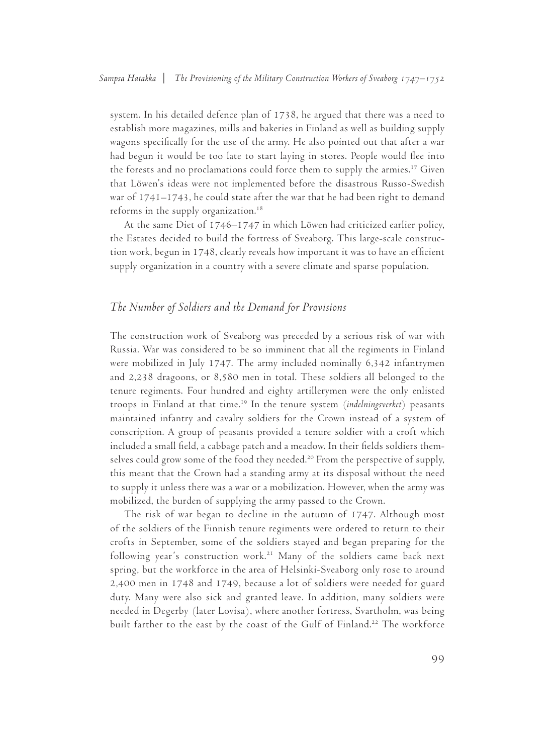system. In his detailed defence plan of 1738, he argued that there was a need to establish more magazines, mills and bakeries in Finland as well as building supply wagons specifically for the use of the army. He also pointed out that after a war had begun it would be too late to start laying in stores. People would flee into the forests and no proclamations could force them to supply the armies.[17] Given that Löwen's ideas were not implemented before the disastrous Russo-Swedish war of 1741–1743, he could state after the war that he had been right to demand reforms in the supply organization.[18]

At the same Diet of 1746–1747 in which Löwen had criticized earlier policy, the Estates decided to build the fortress of Sveaborg. This large-scale construction work, begun in 1748, clearly reveals how important it was to have an efficient supply organization in a country with a severe climate and sparse population.

## *The Number of Soldiers and the Demand for Provisions*

The construction work of Sveaborg was preceded by a serious risk of war with Russia. War was considered to be so imminent that all the regiments in Finland were mobilized in July 1747. The army included nominally 6,342 infantrymen and 2,238 dragoons, or 8,580 men in total. These soldiers all belonged to the tenure regiments. Four hundred and eighty artillerymen were the only enlisted troops in Finland at that time.[19] In the tenure system (*indelningsverket*) peasants maintained infantry and cavalry soldiers for the Crown instead of a system of conscription. A group of peasants provided a tenure soldier with a croft which included a small field, a cabbage patch and a meadow. In their fields soldiers themselves could grow some of the food they needed.[20] From the perspective of supply, this meant that the Crown had a standing army at its disposal without the need to supply it unless there was a war or a mobilization. However, when the army was mobilized, the burden of supplying the army passed to the Crown.

The risk of war began to decline in the autumn of 1747. Although most of the soldiers of the Finnish tenure regiments were ordered to return to their crofts in September, some of the soldiers stayed and began preparing for the following year's construction work.[21] Many of the soldiers came back next spring, but the workforce in the area of Helsinki-Sveaborg only rose to around 2,400 men in 1748 and 1749, because a lot of soldiers were needed for guard duty. Many were also sick and granted leave. In addition, many soldiers were needed in Degerby (later Lovisa), where another fortress, Svartholm, was being built farther to the east by the coast of the Gulf of Finland.[22] The workforce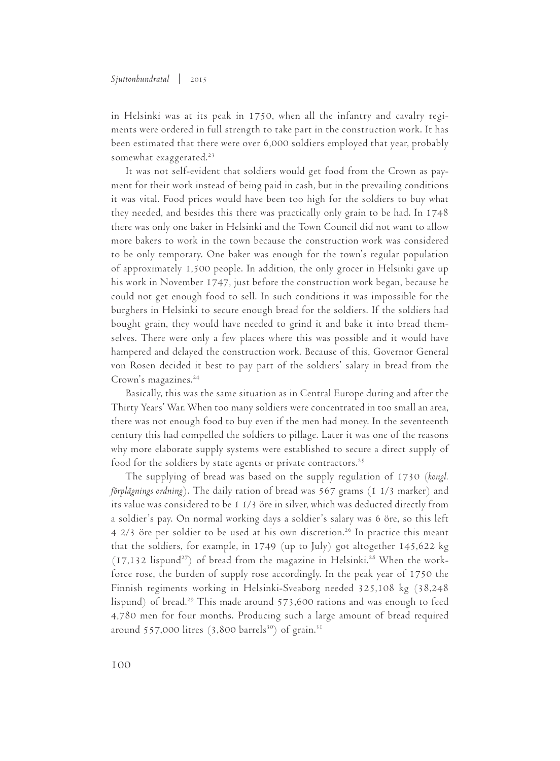in Helsinki was at its peak in 1750, when all the infantry and cavalry regiments were ordered in full strength to take part in the construction work. It has been estimated that there were over 6,000 soldiers employed that year, probably somewhat exaggerated.[23]

It was not self-evident that soldiers would get food from the Crown as payment for their work instead of being paid in cash, but in the prevailing conditions it was vital. Food prices would have been too high for the soldiers to buy what they needed, and besides this there was practically only grain to be had. In 1748 there was only one baker in Helsinki and the Town Council did not want to allow more bakers to work in the town because the construction work was considered to be only temporary. One baker was enough for the town's regular population of approximately 1,500 people. In addition, the only grocer in Helsinki gave up his work in November 1747, just before the construction work began, because he could not get enough food to sell. In such conditions it was impossible for the burghers in Helsinki to secure enough bread for the soldiers. If the soldiers had bought grain, they would have needed to grind it and bake it into bread themselves. There were only a few places where this was possible and it would have hampered and delayed the construction work. Because of this, Governor General von Rosen decided it best to pay part of the soldiers' salary in bread from the Crown's magazines.[24]

Basically, this was the same situation as in Central Europe during and after the Thirty Years' War. When too many soldiers were concentrated in too small an area, there was not enough food to buy even if the men had money. In the seventeenth century this had compelled the soldiers to pillage. Later it was one of the reasons why more elaborate supply systems were established to secure a direct supply of food for the soldiers by state agents or private contractors.[25]

The supplying of bread was based on the supply regulation of 1730 (*kongl. förplägnings ordning*). The daily ration of bread was 567 grams (1 1/3 marker) and its value was considered to be 1 1/3 öre in silver, which was deducted directly from a soldier's pay. On normal working days a soldier's salary was 6 öre, so this left 4 2/3 öre per soldier to be used at his own discretion.[26] In practice this meant that the soldiers, for example, in 1749 (up to July) got altogether 145,622 kg (17,132 lispund[27]) of bread from the magazine in Helsinki.[28] When the workforce rose, the burden of supply rose accordingly. In the peak year of 1750 the Finnish regiments working in Helsinki-Sveaborg needed 325,108 kg (38,248 lispund) of bread.[29] This made around 573,600 rations and was enough to feed 4,780 men for four months. Producing such a large amount of bread required around 557,000 litres (3,800 barrels[30]) of grain.[31]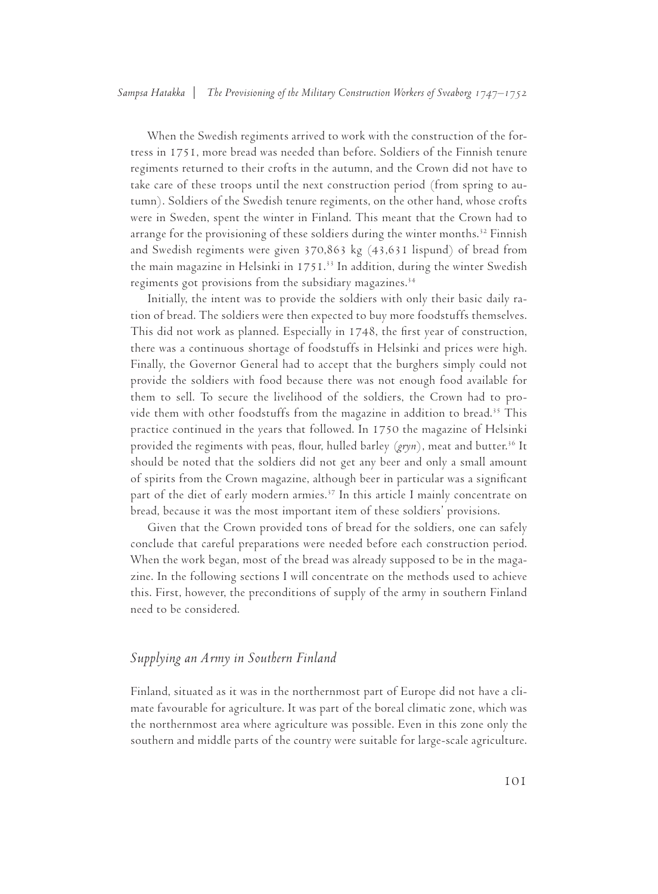When the Swedish regiments arrived to work with the construction of the fortress in 1751, more bread was needed than before. Soldiers of the Finnish tenure regiments returned to their crofts in the autumn, and the Crown did not have to take care of these troops until the next construction period (from spring to autumn). Soldiers of the Swedish tenure regiments, on the other hand, whose crofts were in Sweden, spent the winter in Finland. This meant that the Crown had to arrange for the provisioning of these soldiers during the winter months.[32] Finnish and Swedish regiments were given 370,863 kg (43,631 lispund) of bread from the main magazine in Helsinki in 1751.[33] In addition, during the winter Swedish regiments got provisions from the subsidiary magazines.[34]

Initially, the intent was to provide the soldiers with only their basic daily ration of bread. The soldiers were then expected to buy more foodstuffs themselves. This did not work as planned. Especially in 1748, the first year of construction, there was a continuous shortage of foodstuffs in Helsinki and prices were high. Finally, the Governor General had to accept that the burghers simply could not provide the soldiers with food because there was not enough food available for them to sell. To secure the livelihood of the soldiers, the Crown had to provide them with other foodstuffs from the magazine in addition to bread.[35] This practice continued in the years that followed. In 1750 the magazine of Helsinki provided the regiments with peas, flour, hulled barley (*gryn*), meat and butter.[36] It should be noted that the soldiers did not get any beer and only a small amount of spirits from the Crown magazine, although beer in particular was a significant part of the diet of early modern armies.[37] In this article I mainly concentrate on bread, because it was the most important item of these soldiers' provisions.

Given that the Crown provided tons of bread for the soldiers, one can safely conclude that careful preparations were needed before each construction period. When the work began, most of the bread was already supposed to be in the magazine. In the following sections I will concentrate on the methods used to achieve this. First, however, the preconditions of supply of the army in southern Finland need to be considered.

## *Supplying an Army in Southern Finland*

Finland, situated as it was in the northernmost part of Europe did not have a climate favourable for agriculture. It was part of the boreal climatic zone, which was the northernmost area where agriculture was possible. Even in this zone only the southern and middle parts of the country were suitable for large-scale agriculture.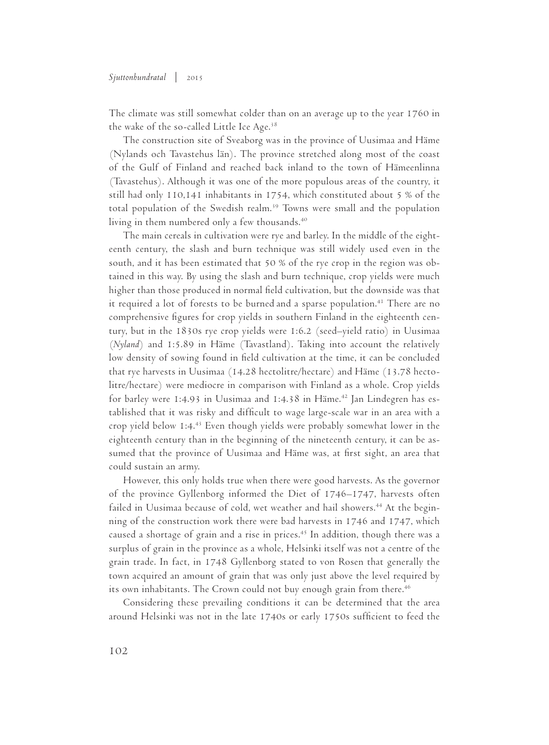The climate was still somewhat colder than on an average up to the year 1760 in the wake of the so-called Little Ice Age.[38]

The construction site of Sveaborg was in the province of Uusimaa and Häme (Nylands och Tavastehus län). The province stretched along most of the coast of the Gulf of Finland and reached back inland to the town of Hämeenlinna (Tavastehus). Although it was one of the more populous areas of the country, it still had only 110,141 inhabitants in 1754, which constituted about 5 % of the total population of the Swedish realm.[39] Towns were small and the population living in them numbered only a few thousands.[40]

The main cereals in cultivation were rye and barley. In the middle of the eighteenth century, the slash and burn technique was still widely used even in the south, and it has been estimated that 50 % of the rye crop in the region was obtained in this way. By using the slash and burn technique, crop yields were much higher than those produced in normal field cultivation, but the downside was that it required a lot of forests to be burned and a sparse population.[41] There are no comprehensive figures for crop yields in southern Finland in the eighteenth century, but in the 1830s rye crop yields were 1:6.2 (seed–yield ratio) in Uusimaa (*Nyland*) and 1:5.89 in Häme (Tavastland). Taking into account the relatively low density of sowing found in field cultivation at the time, it can be concluded that rye harvests in Uusimaa (14.28 hectolitre/hectare) and Häme (13.78 hectolitre/hectare) were mediocre in comparison with Finland as a whole. Crop yields for barley were 1:4.93 in Uusimaa and 1:4.38 in Häme.[42] Jan Lindegren has established that it was risky and difficult to wage large-scale war in an area with a crop yield below 1:4.[43] Even though yields were probably somewhat lower in the eighteenth century than in the beginning of the nineteenth century, it can be assumed that the province of Uusimaa and Häme was, at first sight, an area that could sustain an army.

However, this only holds true when there were good harvests. As the governor of the province Gyllenborg informed the Diet of 1746–1747, harvests often failed in Uusimaa because of cold, wet weather and hail showers.[44] At the beginning of the construction work there were bad harvests in 1746 and 1747, which caused a shortage of grain and a rise in prices.[45] In addition, though there was a surplus of grain in the province as a whole, Helsinki itself was not a centre of the grain trade. In fact, in 1748 Gyllenborg stated to von Rosen that generally the town acquired an amount of grain that was only just above the level required by its own inhabitants. The Crown could not buy enough grain from there.[46]

Considering these prevailing conditions it can be determined that the area around Helsinki was not in the late 1740s or early 1750s sufficient to feed the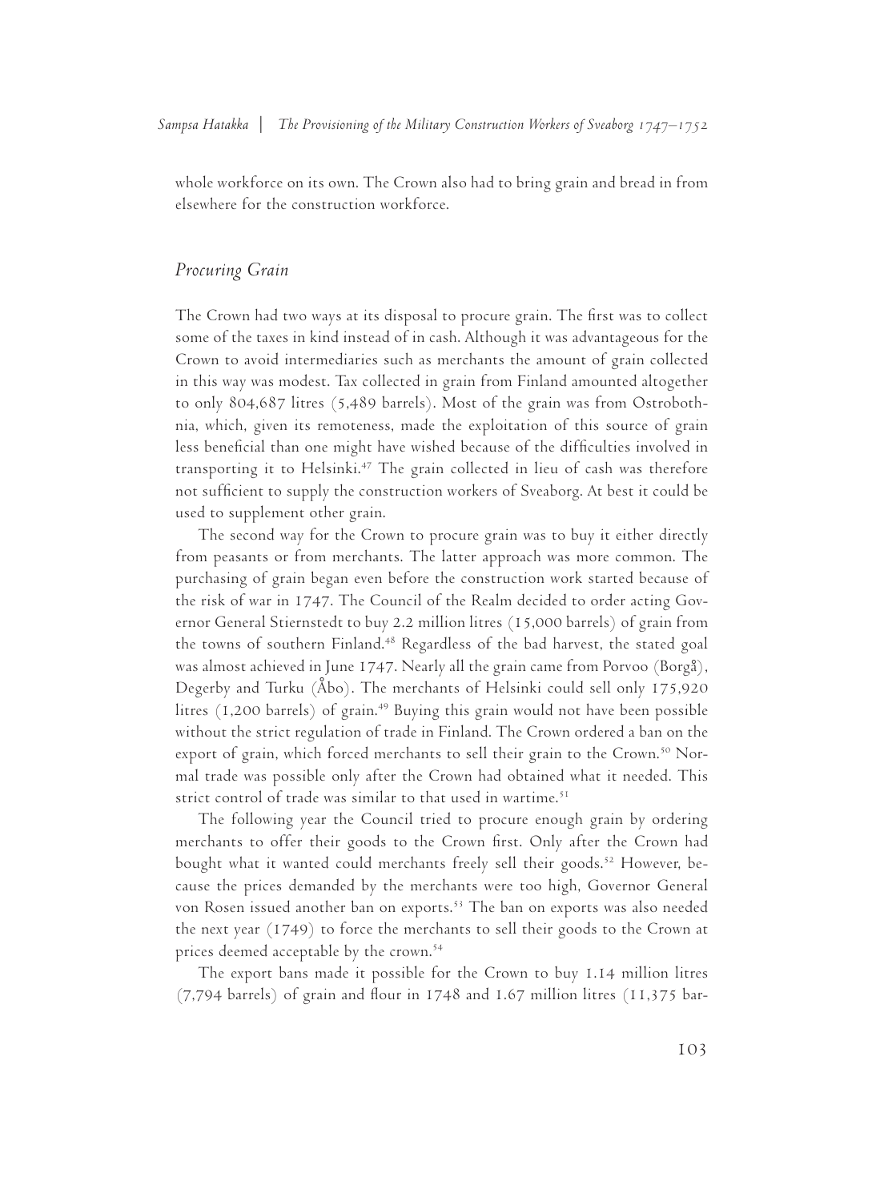whole workforce on its own. The Crown also had to bring grain and bread in from elsewhere for the construction workforce.

## *Procuring Grain*

The Crown had two ways at its disposal to procure grain. The first was to collect some of the taxes in kind instead of in cash. Although it was advantageous for the Crown to avoid intermediaries such as merchants the amount of grain collected in this way was modest. Tax collected in grain from Finland amounted altogether to only 804,687 litres (5,489 barrels). Most of the grain was from Ostrobothnia, which, given its remoteness, made the exploitation of this source of grain less beneficial than one might have wished because of the difficulties involved in transporting it to Helsinki.[47] The grain collected in lieu of cash was therefore not sufficient to supply the construction workers of Sveaborg. At best it could be used to supplement other grain.

The second way for the Crown to procure grain was to buy it either directly from peasants or from merchants. The latter approach was more common. The purchasing of grain began even before the construction work started because of the risk of war in 1747. The Council of the Realm decided to order acting Governor General Stiernstedt to buy 2.2 million litres (15,000 barrels) of grain from the towns of southern Finland.[48] Regardless of the bad harvest, the stated goal was almost achieved in June 1747. Nearly all the grain came from Porvoo (Borgå), Degerby and Turku (Åbo). The merchants of Helsinki could sell only 175,920 litres (1,200 barrels) of grain.[49] Buying this grain would not have been possible without the strict regulation of trade in Finland. The Crown ordered a ban on the export of grain, which forced merchants to sell their grain to the Crown.[50] Normal trade was possible only after the Crown had obtained what it needed. This strict control of trade was similar to that used in wartime.[51]

The following year the Council tried to procure enough grain by ordering merchants to offer their goods to the Crown first. Only after the Crown had bought what it wanted could merchants freely sell their goods.[52] However, because the prices demanded by the merchants were too high, Governor General von Rosen issued another ban on exports.[53] The ban on exports was also needed the next year (1749) to force the merchants to sell their goods to the Crown at prices deemed acceptable by the crown.[54]

The export bans made it possible for the Crown to buy 1.14 million litres (7,794 barrels) of grain and flour in 1748 and 1.67 million litres (11,375 bar-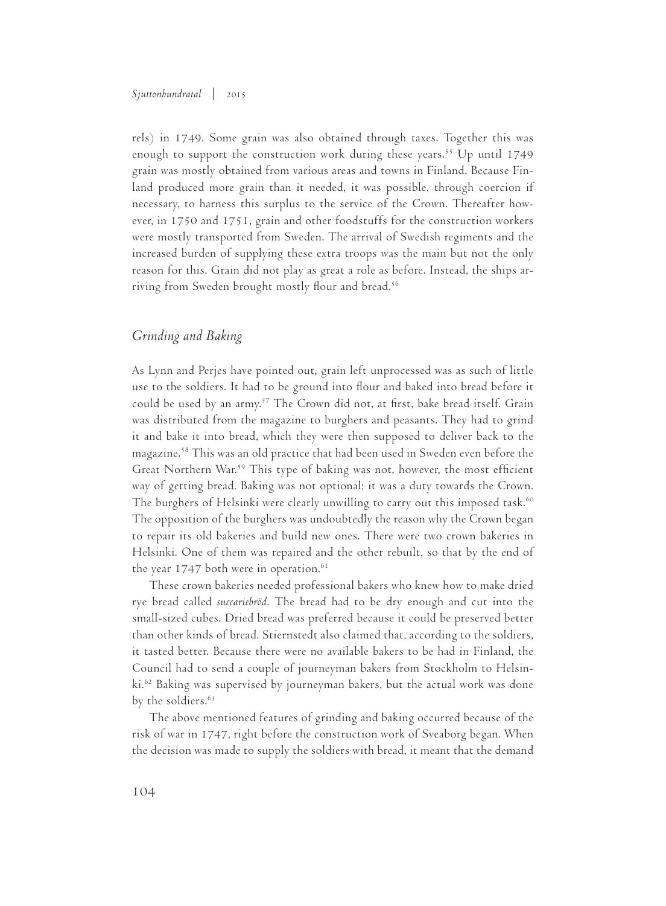rels) in 1749. Some grain was also obtained through taxes. Together this was enough to support the construction work during these years.[55] Up until 1749 grain was mostly obtained from various areas and towns in Finland. Because Finland produced more grain than it needed, it was possible, through coercion if necessary, to harness this surplus to the service of the Crown. Thereafter however, in 1750 and 1751, grain and other foodstuffs for the construction workers were mostly transported from Sweden. The arrival of Swedish regiments and the increased burden of supplying these extra troops was the main but not the only reason for this. Grain did not play as great a role as before. Instead, the ships arriving from Sweden brought mostly flour and bread.[56]

## *Grinding and Baking*

As Lynn and Perjes have pointed out, grain left unprocessed was as such of little use to the soldiers. It had to be ground into flour and baked into bread before it could be used by an army.[57] The Crown did not, at first, bake bread itself. Grain was distributed from the magazine to burghers and peasants. They had to grind it and bake it into bread, which they were then supposed to deliver back to the magazine.[58] This was an old practice that had been used in Sweden even before the Great Northern War.[59] This type of baking was not, however, the most efficient way of getting bread. Baking was not optional; it was a duty towards the Crown. The burghers of Helsinki were clearly unwilling to carry out this imposed task.[60] The opposition of the burghers was undoubtedly the reason why the Crown began to repair its old bakeries and build new ones. There were two crown bakeries in Helsinki. One of them was repaired and the other rebuilt, so that by the end of the year 1747 both were in operation.[61]

These crown bakeries needed professional bakers who knew how to make dried rye bread called *succariebröd*. The bread had to be dry enough and cut into the small-sized cubes. Dried bread was preferred because it could be preserved better than other kinds of bread. Stiernstedt also claimed that, according to the soldiers, it tasted better. Because there were no available bakers to be had in Finland, the Council had to send a couple of journeyman bakers from Stockholm to Helsinki.[62] Baking was supervised by journeyman bakers, but the actual work was done by the soldiers.[63]

The above mentioned features of grinding and baking occurred because of the risk of war in 1747, right before the construction work of Sveaborg began. When the decision was made to supply the soldiers with bread, it meant that the demand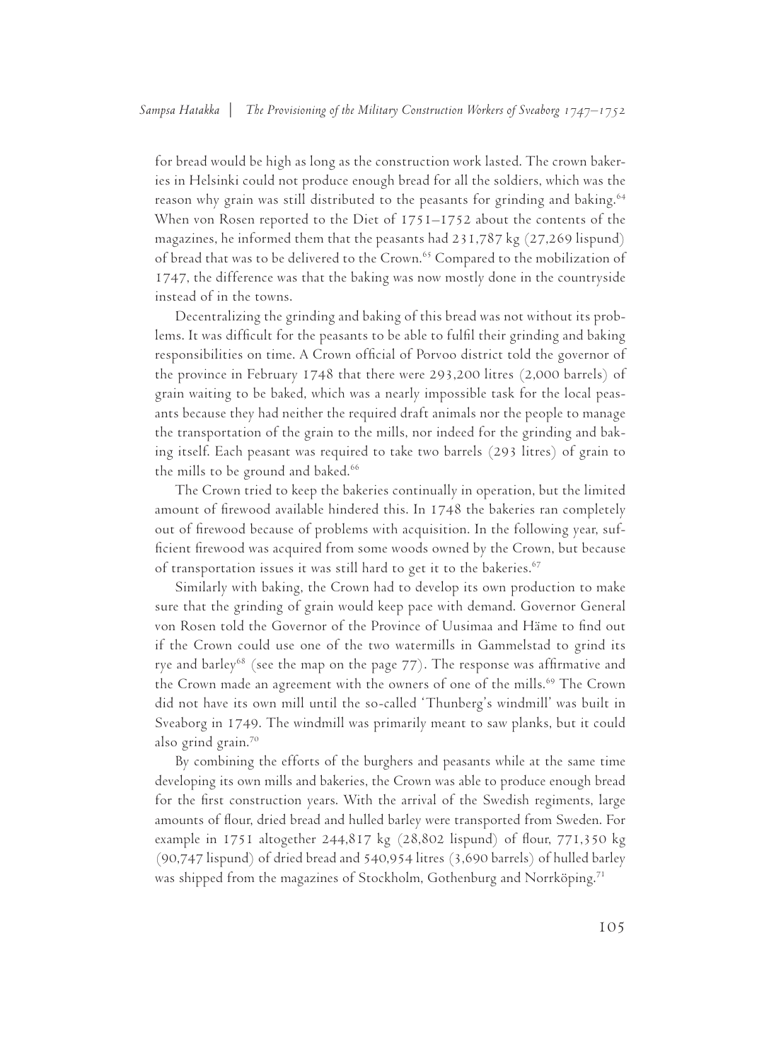for bread would be high as long as the construction work lasted. The crown bakeries in Helsinki could not produce enough bread for all the soldiers, which was the reason why grain was still distributed to the peasants for grinding and baking.[64] When von Rosen reported to the Diet of 1751–1752 about the contents of the magazines, he informed them that the peasants had 231,787 kg (27,269 lispund) of bread that was to be delivered to the Crown.[65] Compared to the mobilization of 1747, the difference was that the baking was now mostly done in the countryside instead of in the towns.

Decentralizing the grinding and baking of this bread was not without its problems. It was difficult for the peasants to be able to fulfil their grinding and baking responsibilities on time. A Crown official of Porvoo district told the governor of the province in February 1748 that there were 293,200 litres (2,000 barrels) of grain waiting to be baked, which was a nearly impossible task for the local peasants because they had neither the required draft animals nor the people to manage the transportation of the grain to the mills, nor indeed for the grinding and baking itself. Each peasant was required to take two barrels (293 litres) of grain to the mills to be ground and baked.[66]

The Crown tried to keep the bakeries continually in operation, but the limited amount of firewood available hindered this. In 1748 the bakeries ran completely out of firewood because of problems with acquisition. In the following year, sufficient firewood was acquired from some woods owned by the Crown, but because of transportation issues it was still hard to get it to the bakeries.[67]

Similarly with baking, the Crown had to develop its own production to make sure that the grinding of grain would keep pace with demand. Governor General von Rosen told the Governor of the Province of Uusimaa and Häme to find out if the Crown could use one of the two watermills in Gammelstad to grind its rye and barley[68] (see the map on the page 77). The response was affirmative and the Crown made an agreement with the owners of one of the mills.[69] The Crown did not have its own mill until the so-called 'Thunberg's windmill' was built in Sveaborg in 1749. The windmill was primarily meant to saw planks, but it could also grind grain.[70]

By combining the efforts of the burghers and peasants while at the same time developing its own mills and bakeries, the Crown was able to produce enough bread for the first construction years. With the arrival of the Swedish regiments, large amounts of flour, dried bread and hulled barley were transported from Sweden. For example in 1751 altogether 244,817 kg (28,802 lispund) of flour, 771,350 kg (90,747 lispund) of dried bread and 540,954 litres (3,690 barrels) of hulled barley was shipped from the magazines of Stockholm, Gothenburg and Norrköping.[71]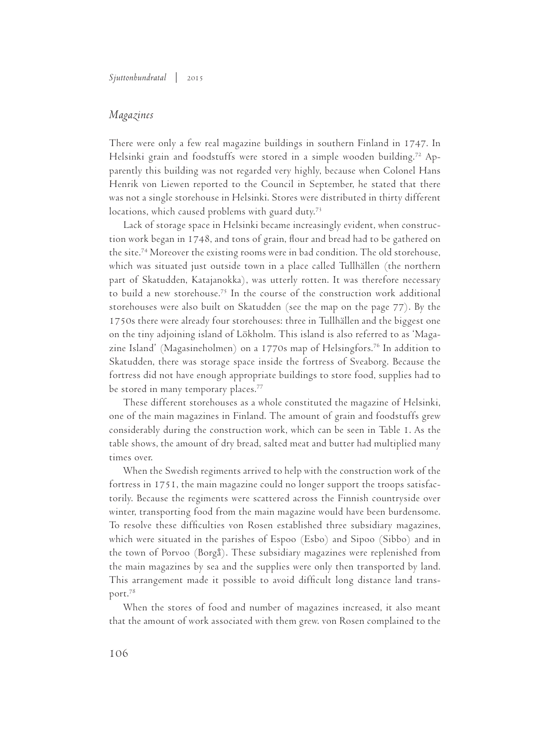## *Magazines*

There were only a few real magazine buildings in southern Finland in 1747. In Helsinki grain and foodstuffs were stored in a simple wooden building.[72] Apparently this building was not regarded very highly, because when Colonel Hans Henrik von Liewen reported to the Council in September, he stated that there was not a single storehouse in Helsinki. Stores were distributed in thirty different locations, which caused problems with guard duty.[73]

Lack of storage space in Helsinki became increasingly evident, when construction work began in 1748, and tons of grain, flour and bread had to be gathered on the site.[74] Moreover the existing rooms were in bad condition. The old storehouse, which was situated just outside town in a place called Tullhällen (the northern part of Skatudden, Katajanokka), was utterly rotten. It was therefore necessary to build a new storehouse.[75] In the course of the construction work additional storehouses were also built on Skatudden (see the map on the page 77). By the 1750s there were already four storehouses: three in Tullhällen and the biggest one on the tiny adjoining island of Lökholm. This island is also referred to as 'Magazine Island' (Magasineholmen) on a 1770s map of Helsingfors.[76] In addition to Skatudden, there was storage space inside the fortress of Sveaborg. Because the fortress did not have enough appropriate buildings to store food, supplies had to be stored in many temporary places.[77]

These different storehouses as a whole constituted the magazine of Helsinki, one of the main magazines in Finland. The amount of grain and foodstuffs grew considerably during the construction work, which can be seen in Table 1. As the table shows, the amount of dry bread, salted meat and butter had multiplied many times over.

When the Swedish regiments arrived to help with the construction work of the fortress in 1751, the main magazine could no longer support the troops satisfactorily. Because the regiments were scattered across the Finnish countryside over winter, transporting food from the main magazine would have been burdensome. To resolve these difficulties von Rosen established three subsidiary magazines, which were situated in the parishes of Espoo (Esbo) and Sipoo (Sibbo) and in the town of Porvoo (Borgå). These subsidiary magazines were replenished from the main magazines by sea and the supplies were only then transported by land. This arrangement made it possible to avoid difficult long distance land transport.[78]

When the stores of food and number of magazines increased, it also meant that the amount of work associated with them grew. von Rosen complained to the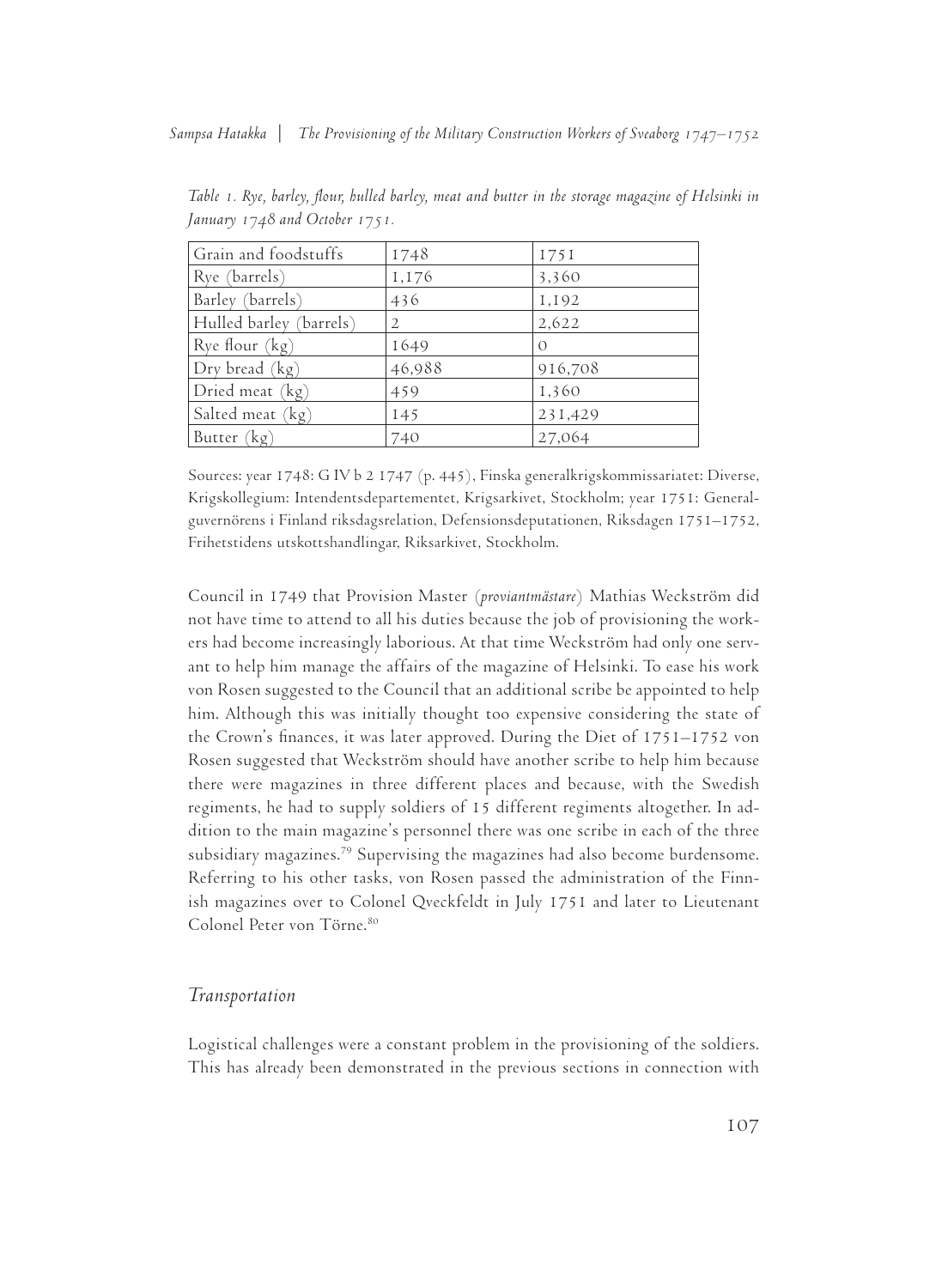*Table 1. Rye, barley, flour, hulled barley, meat and butter in the storage magazine of Helsinki in January 1748 and October 1751.*

| Grain and foodstuffs | 1748 | 1751 |
|---|---|---|
| Rye (barrels) | 1,176 | 3,360 |
| Barley (barrels) | 436 | 1,192 |
| Hulled barley (barrels) | 2 | 2,622 |
| Rye flour (kg) | 1649 | 0 |
| Dry bread (kg) | 46,988 | 916,708 |
| Dried meat (kg) | 459 | 1,360 |
| Salted meat (kg) | 145 | 231,429 |
| Butter (kg) | 740 | 27,064 |

Sources: year 1748: G IV b 2 1747 (p. 445), Finska generalkrigskommissariatet: Diverse, Krigskollegium: Intendentsdepartementet, Krigsarkivet, Stockholm; year 1751: Generalguvernörens i Finland riksdagsrelation, Defensionsdeputationen, Riksdagen 1751–1752, Frihetstidens utskottshandlingar, Riksarkivet, Stockholm.

Council in 1749 that Provision Master (*proviantmästare*) Mathias Weckström did not have time to attend to all his duties because the job of provisioning the workers had become increasingly laborious. At that time Weckström had only one servant to help him manage the affairs of the magazine of Helsinki. To ease his work von Rosen suggested to the Council that an additional scribe be appointed to help him. Although this was initially thought too expensive considering the state of the Crown's finances, it was later approved. During the Diet of 1751–1752 von Rosen suggested that Weckström should have another scribe to help him because there were magazines in three different places and because, with the Swedish regiments, he had to supply soldiers of 15 different regiments altogether. In addition to the main magazine's personnel there was one scribe in each of the three subsidiary magazines.[79] Supervising the magazines had also become burdensome. Referring to his other tasks, von Rosen passed the administration of the Finnish magazines over to Colonel Qveckfeldt in July 1751 and later to Lieutenant Colonel Peter von Törne.[80]

## *Transportation*

Logistical challenges were a constant problem in the provisioning of the soldiers. This has already been demonstrated in the previous sections in connection with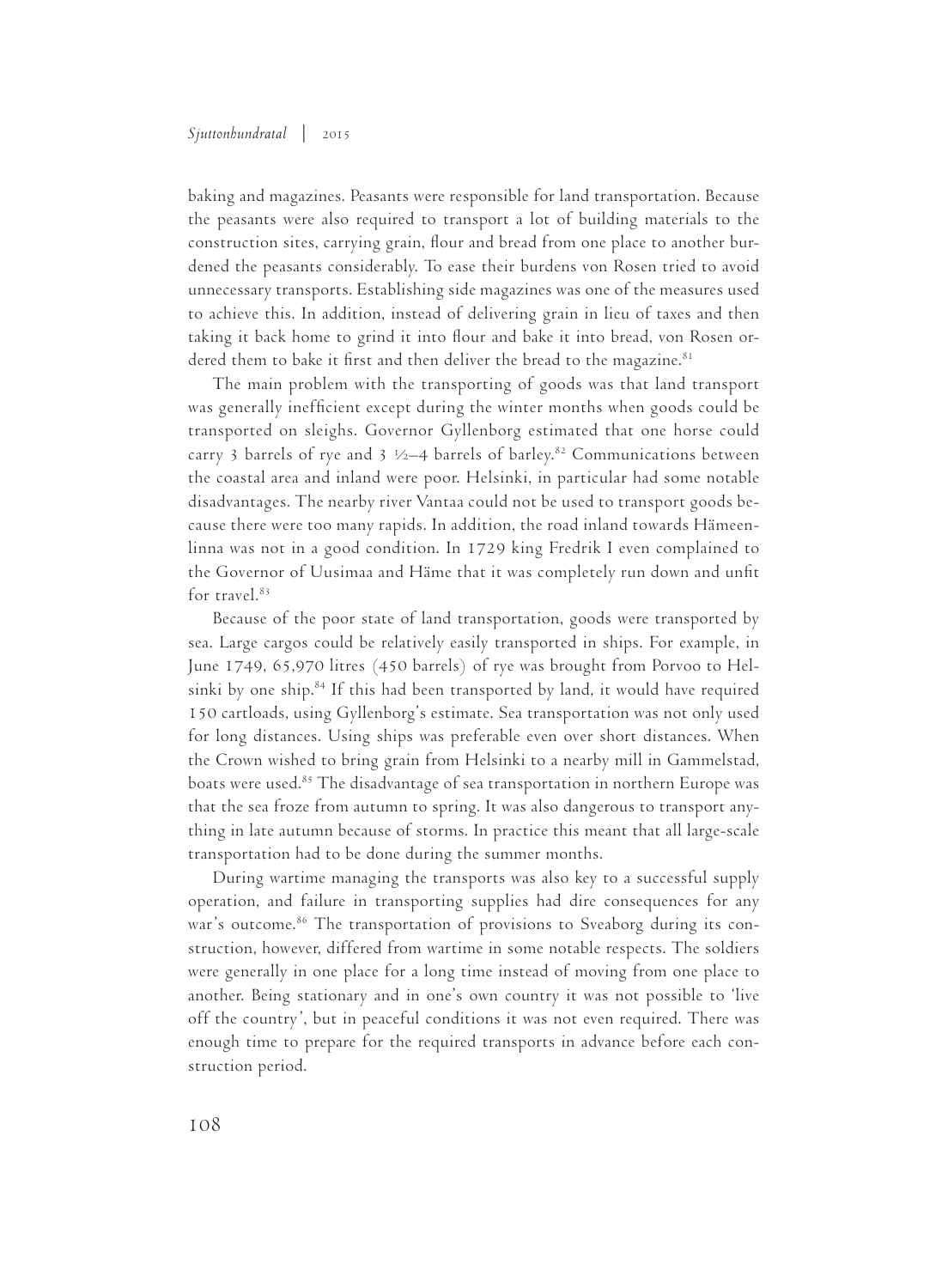baking and magazines. Peasants were responsible for land transportation. Because the peasants were also required to transport a lot of building materials to the construction sites, carrying grain, flour and bread from one place to another burdened the peasants considerably. To ease their burdens von Rosen tried to avoid unnecessary transports. Establishing side magazines was one of the measures used to achieve this. In addition, instead of delivering grain in lieu of taxes and then taking it back home to grind it into flour and bake it into bread, von Rosen ordered them to bake it first and then deliver the bread to the magazine.[81]

The main problem with the transporting of goods was that land transport was generally inefficient except during the winter months when goods could be transported on sleighs. Governor Gyllenborg estimated that one horse could carry 3 barrels of rye and 3 ½–4 barrels of barley.[82] Communications between the coastal area and inland were poor. Helsinki, in particular had some notable disadvantages. The nearby river Vantaa could not be used to transport goods because there were too many rapids. In addition, the road inland towards Hämeenlinna was not in a good condition. In 1729 king Fredrik I even complained to the Governor of Uusimaa and Häme that it was completely run down and unfit for travel.[83]

Because of the poor state of land transportation, goods were transported by sea. Large cargos could be relatively easily transported in ships. For example, in June 1749, 65,970 litres (450 barrels) of rye was brought from Porvoo to Helsinki by one ship.[84] If this had been transported by land, it would have required 150 cartloads, using Gyllenborg's estimate. Sea transportation was not only used for long distances. Using ships was preferable even over short distances. When the Crown wished to bring grain from Helsinki to a nearby mill in Gammelstad, boats were used.[85] The disadvantage of sea transportation in northern Europe was that the sea froze from autumn to spring. It was also dangerous to transport anything in late autumn because of storms. In practice this meant that all large-scale transportation had to be done during the summer months.

During wartime managing the transports was also key to a successful supply operation, and failure in transporting supplies had dire consequences for any war's outcome.[86] The transportation of provisions to Sveaborg during its construction, however, differed from wartime in some notable respects. The soldiers were generally in one place for a long time instead of moving from one place to another. Being stationary and in one's own country it was not possible to 'live off the country', but in peaceful conditions it was not even required. There was enough time to prepare for the required transports in advance before each construction period.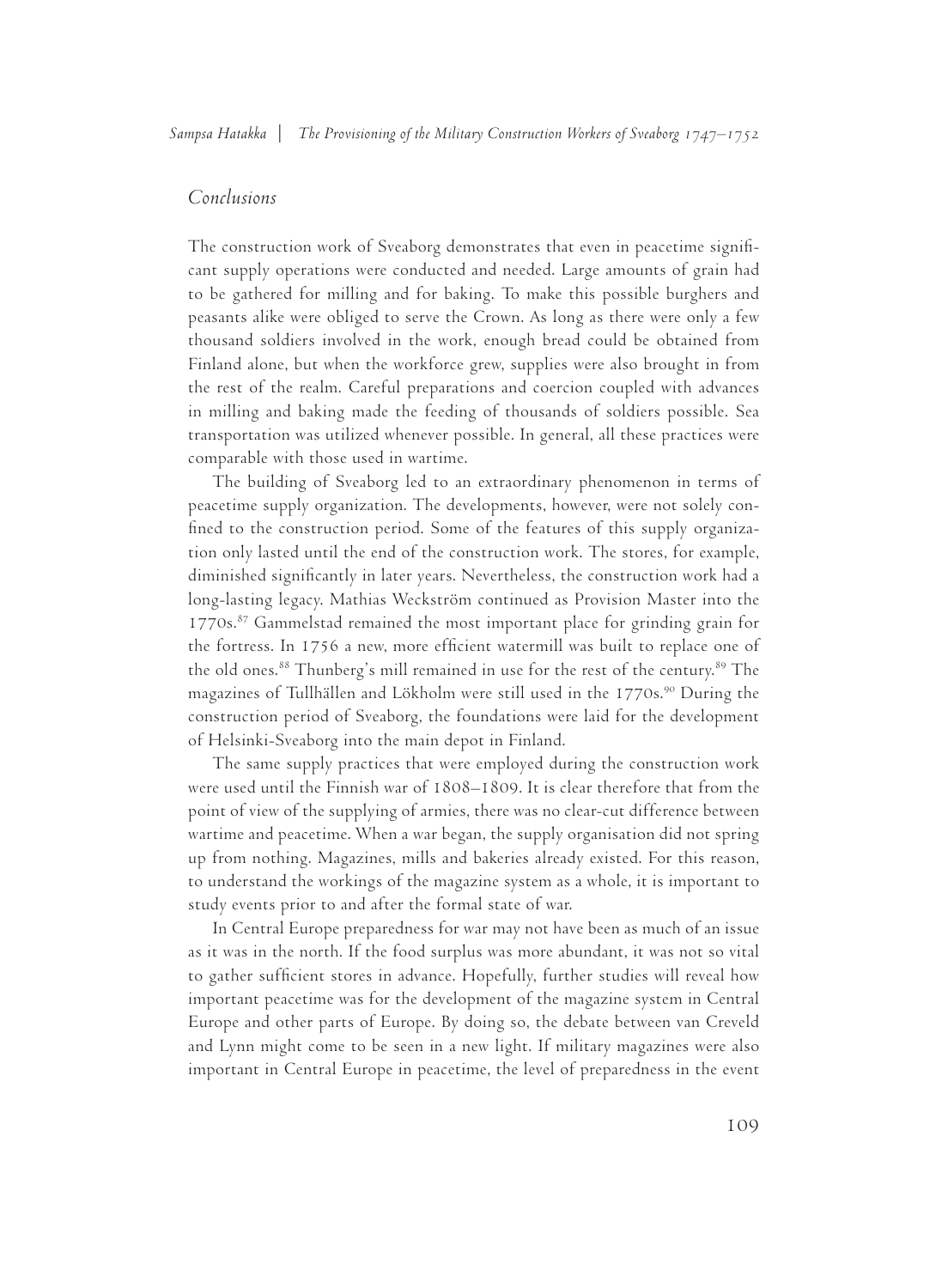## Conclusions

The construction work of Sveaborg demonstrates that even in peacetime significant supply operations were conducted and needed. Large amounts of grain had to be gathered for milling and for baking. To make this possible burghers and peasants alike were obliged to serve the Crown. As long as there were only a few thousand soldiers involved in the work, enough bread could be obtained from Finland alone, but when the workforce grew, supplies were also brought in from the rest of the realm. Careful preparations and coercion coupled with advances in milling and baking made the feeding of thousands of soldiers possible. Sea transportation was utilized whenever possible. In general, all these practices were comparable with those used in wartime.

The building of Sveaborg led to an extraordinary phenomenon in terms of peacetime supply organization. The developments, however, were not solely confined to the construction period. Some of the features of this supply organization only lasted until the end of the construction work. The stores, for example, diminished significantly in later years. Nevertheless, the construction work had a long-lasting legacy. Mathias Weckström continued as Provision Master into the 1770s.[87] Gammelstad remained the most important place for grinding grain for the fortress. In 1756 a new, more efficient watermill was built to replace one of the old ones.[88] Thunberg's mill remained in use for the rest of the century.[89] The magazines of Tullhällen and Lökholm were still used in the 1770s.[90] During the construction period of Sveaborg, the foundations were laid for the development of Helsinki-Sveaborg into the main depot in Finland.

The same supply practices that were employed during the construction work were used until the Finnish war of 1808–1809. It is clear therefore that from the point of view of the supplying of armies, there was no clear-cut difference between wartime and peacetime. When a war began, the supply organisation did not spring up from nothing. Magazines, mills and bakeries already existed. For this reason, to understand the workings of the magazine system as a whole, it is important to study events prior to and after the formal state of war.

In Central Europe preparedness for war may not have been as much of an issue as it was in the north. If the food surplus was more abundant, it was not so vital to gather sufficient stores in advance. Hopefully, further studies will reveal how important peacetime was for the development of the magazine system in Central Europe and other parts of Europe. By doing so, the debate between van Creveld and Lynn might come to be seen in a new light. If military magazines were also important in Central Europe in peacetime, the level of preparedness in the event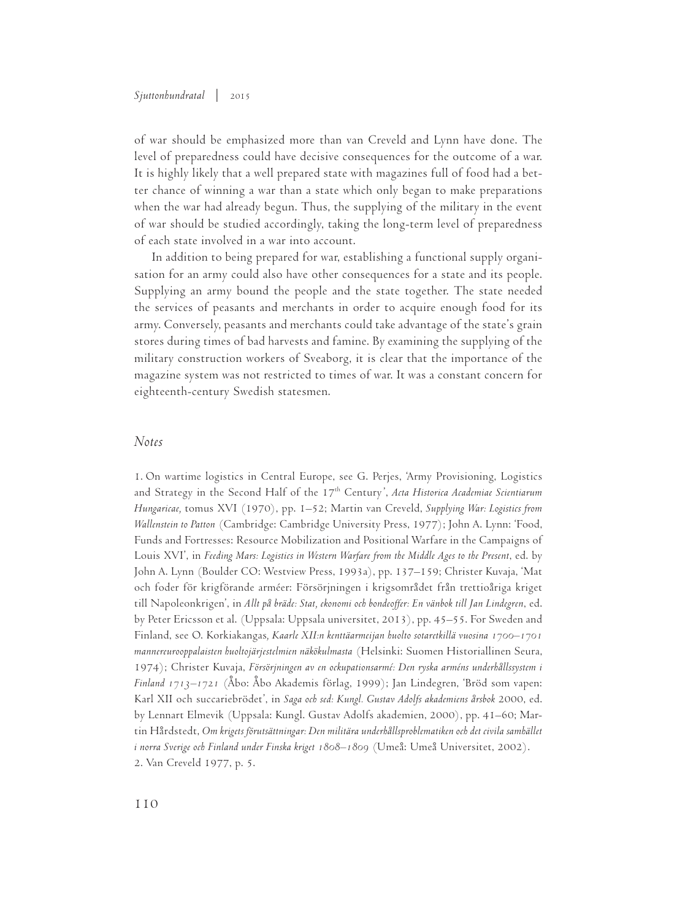of war should be emphasized more than van Creveld and Lynn have done. The level of preparedness could have decisive consequences for the outcome of a war. It is highly likely that a well prepared state with magazines full of food had a better chance of winning a war than a state which only began to make preparations when the war had already begun. Thus, the supplying of the military in the event of war should be studied accordingly, taking the long-term level of preparedness of each state involved in a war into account.

In addition to being prepared for war, establishing a functional supply organisation for an army could also have other consequences for a state and its people. Supplying an army bound the people and the state together. The state needed the services of peasants and merchants in order to acquire enough food for its army. Conversely, peasants and merchants could take advantage of the state's grain stores during times of bad harvests and famine. By examining the supplying of the military construction workers of Sveaborg, it is clear that the importance of the magazine system was not restricted to times of war. It was a constant concern for eighteenth-century Swedish statesmen.

## *Notes*

1. On wartime logistics in Central Europe, see G. Perjes, 'Army Provisioning, Logistics and Strategy in the Second Half of the 17th Century', *Acta Historica Academiae Scientiarum Hungaricae,* tomus XVI (1970), pp. 1–52; Martin van Creveld, *Supplying War: Logistics from Wallenstein to Patton* (Cambridge: Cambridge University Press, 1977); John A. Lynn: 'Food, Funds and Fortresses: Resource Mobilization and Positional Warfare in the Campaigns of Louis XVI', in *Feeding Mars: Logistics in Western Warfare from the Middle Ages to the Present*, ed. by John A. Lynn (Boulder CO: Westview Press, 1993a), pp. 137–159; Christer Kuvaja, 'Mat och foder för krigförande arméer: Försörjningen i krigsområdet från trettioåriga kriget till Napoleonkrigen', in *Allt på bräde: Stat, ekonomi och bondeoffer: En vänbok till Jan Lindegren*, ed. by Peter Ericsson et al. (Uppsala: Uppsala universitet, 2013), pp. 45–55. For Sweden and Finland, see O. Korkiakangas, *Kaarle XII:n kenttäarmeijan huolto sotaretkillä vuosina 1700–1701 mannereurooppalaisten huoltojärjestelmien näkökulmasta* (Helsinki: Suomen Historiallinen Seura, 1974); Christer Kuvaja, *Försörjningen av en ockupationsarmé: Den ryska arméns underhållssystem i Finland 1713–1721* (Åbo: Åbo Akademis förlag, 1999); Jan Lindegren, 'Bröd som vapen: Karl XII och succariebrödet', in *Saga och sed: Kungl. Gustav Adolfs akademiens årsbok* 2000, ed. by Lennart Elmevik (Uppsala: Kungl. Gustav Adolfs akademien, 2000), pp. 41–60; Martin Hårdstedt, *Om krigets förutsättningar: Den militära underhållsproblematiken och det civila samhället i norra Sverige och Finland under Finska kriget 1808–1809* (Umeå: Umeå Universitet, 2002).

2. Van Creveld 1977, p. 5.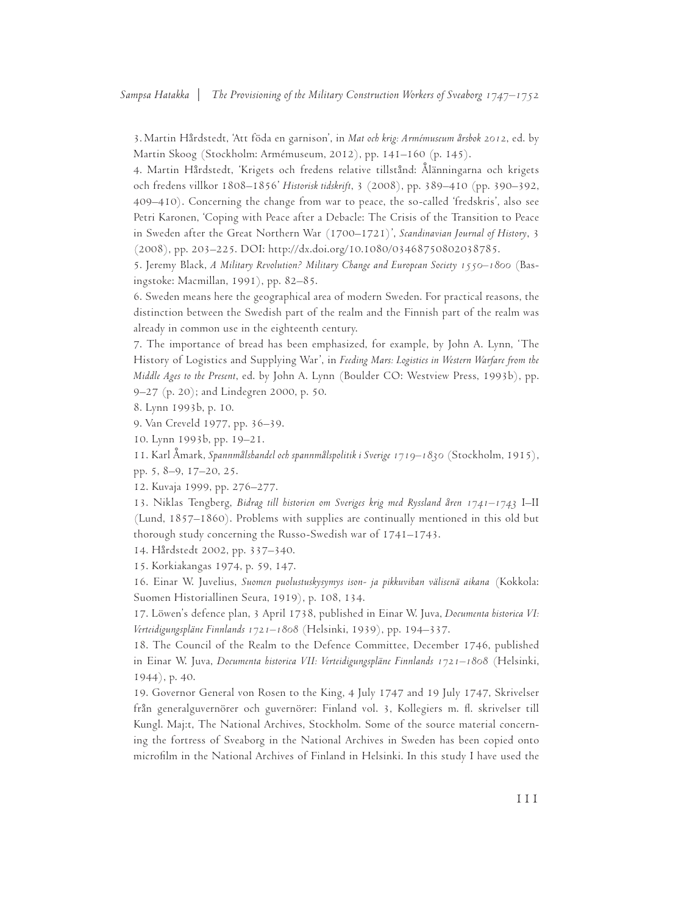3. Martin Hårdstedt, 'Att föda en garnison', in *Mat och krig: Armémuseum årsbok 2012*, ed. by Martin Skoog (Stockholm: Armémuseum, 2012), pp. 141–160 (p. 145).

4. Martin Hårdstedt, 'Krigets och fredens relative tillstånd: Ålänningarna och krigets och fredens villkor 1808–1856' *Historisk tidskrift*, 3 (2008), pp. 389–410 (pp. 390–392, 409–410). Concerning the change from war to peace, the so-called 'fredskris', also see Petri Karonen, 'Coping with Peace after a Debacle: The Crisis of the Transition to Peace in Sweden after the Great Northern War (1700–1721)', *Scandinavian Journal of History*, 3 (2008), pp. 203–225. DOI: http://dx.doi.org/10.1080/03468750802038785.

5. Jeremy Black, *A Military Revolution? Military Change and European Society 1550–1800* (Basingstoke: Macmillan, 1991), pp. 82–85.

6. Sweden means here the geographical area of modern Sweden. For practical reasons, the distinction between the Swedish part of the realm and the Finnish part of the realm was already in common use in the eighteenth century.

7. The importance of bread has been emphasized, for example, by John A. Lynn, 'The History of Logistics and Supplying War', in *Feeding Mars: Logistics in Western Warfare from the Middle Ages to the Present*, ed. by John A. Lynn (Boulder CO: Westview Press, 1993b), pp. 9–27 (p. 20); and Lindegren 2000, p. 50.

8. Lynn 1993b, p. 10.

9. Van Creveld 1977, pp. 36–39.

10. Lynn 1993b, pp. 19–21.

11. Karl Åmark, *Spannmålshandel och spannmålspolitik i Sverige 1719–1830* (Stockholm, 1915), pp. 5, 8–9, 17–20, 25.

12. Kuvaja 1999, pp. 276–277.

13. Niklas Tengberg, *Bidrag till historien om Sveriges krig med Ryssland åren 1741–1743* I–II (Lund, 1857–1860). Problems with supplies are continually mentioned in this old but thorough study concerning the Russo-Swedish war of 1741–1743.

14. Hårdstedt 2002, pp. 337–340.

15. Korkiakangas 1974, p. 59, 147.

16. Einar W. Juvelius, *Suomen puolustuskysymys ison- ja pikkuvihan välisenä aikana* (Kokkola: Suomen Historiallinen Seura, 1919), p. 108, 134.

17. Löwen's defence plan, 3 April 1738, published in Einar W. Juva, *Documenta historica VI: Verteidigungspläne Finnlands 1721–1808* (Helsinki, 1939), pp. 194–337.

18. The Council of the Realm to the Defence Committee, December 1746, published in Einar W. Juva, *Documenta historica VII: Verteidigungspläne Finnlands 1721–1808* (Helsinki, 1944), p. 40.

19. Governor General von Rosen to the King, 4 July 1747 and 19 July 1747, Skrivelser från generalguvernörer och guvernörer: Finland vol. 3, Kollegiers m. fl. skrivelser till Kungl. Maj:t, The National Archives, Stockholm. Some of the source material concerning the fortress of Sveaborg in the National Archives in Sweden has been copied onto microfilm in the National Archives of Finland in Helsinki. In this study I have used the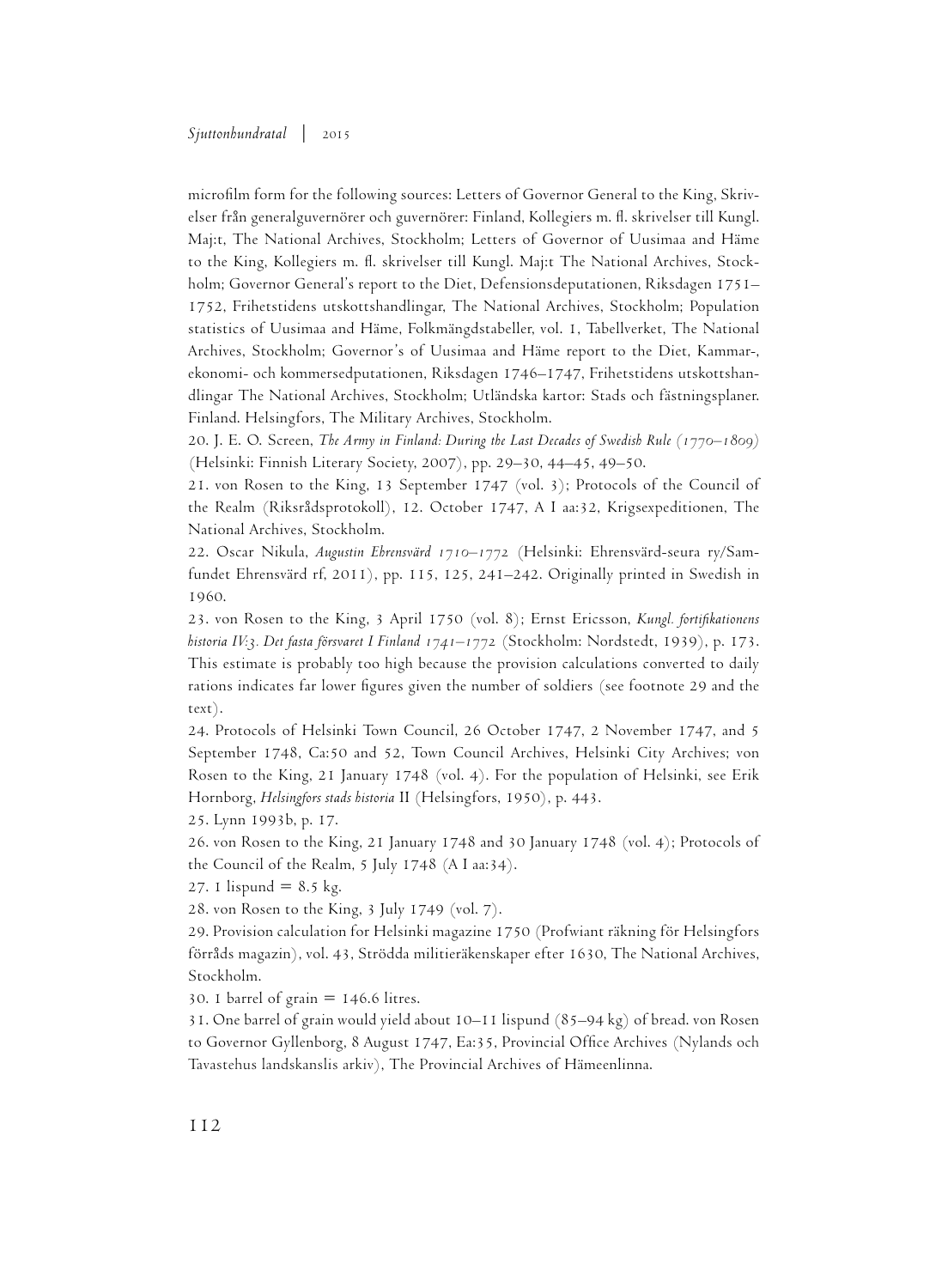microfilm form for the following sources: Letters of Governor General to the King, Skrivelser från generalguvernörer och guvernörer: Finland, Kollegiers m. fl. skrivelser till Kungl. Maj:t, The National Archives, Stockholm; Letters of Governor of Uusimaa and Häme to the King, Kollegiers m. fl. skrivelser till Kungl. Maj:t The National Archives, Stockholm; Governor General's report to the Diet, Defensionsdeputationen, Riksdagen 1751–1752, Frihetstidens utskottshandlingar, The National Archives, Stockholm; Population statistics of Uusimaa and Häme, Folkmängdstabeller, vol. 1, Tabellverket, The National Archives, Stockholm; Governor's of Uusimaa and Häme report to the Diet, Kammar-, ekonomi- och kommersedputationen, Riksdagen 1746–1747, Frihetstidens utskottshandlingar The National Archives, Stockholm; Utländska kartor: Stads och fästningsplaner. Finland. Helsingfors, The Military Archives, Stockholm.

20. J. E. O. Screen, *The Army in Finland: During the Last Decades of Swedish Rule (1770–1809)* (Helsinki: Finnish Literary Society, 2007), pp. 29–30, 44–45, 49–50.

21. von Rosen to the King, 13 September 1747 (vol. 3); Protocols of the Council of the Realm (Riksrådsprotokoll), 12. October 1747, A I aa:32, Krigsexpeditionen, The National Archives, Stockholm.

22. Oscar Nikula, *Augustin Ehrensvärd 1710–1772* (Helsinki: Ehrensvärd-seura ry/Samfundet Ehrensvärd rf, 2011), pp. 115, 125, 241–242. Originally printed in Swedish in 1960.

23. von Rosen to the King, 3 April 1750 (vol. 8); Ernst Ericsson, *Kungl. fortifikationens historia IV:3. Det fasta försvaret I Finland 1741–1772* (Stockholm: Nordstedt, 1939), p. 173. This estimate is probably too high because the provision calculations converted to daily rations indicates far lower figures given the number of soldiers (see footnote 29 and the text).

24. Protocols of Helsinki Town Council, 26 October 1747, 2 November 1747, and 5 September 1748, Ca:50 and 52, Town Council Archives, Helsinki City Archives; von Rosen to the King, 21 January 1748 (vol. 4). For the population of Helsinki, see Erik Hornborg, *Helsingfors stads historia* II (Helsingfors, 1950), p. 443.

25. Lynn 1993b, p. 17.

26. von Rosen to the King, 21 January 1748 and 30 January 1748 (vol. 4); Protocols of the Council of the Realm, 5 July 1748 (A I aa:34).

27. 1 lispund = 8.5 kg.

28. von Rosen to the King, 3 July 1749 (vol. 7).

29. Provision calculation for Helsinki magazine 1750 (Profwiant räkning för Helsingfors förråds magazin), vol. 43, Strödda militieräkenskaper efter 1630, The National Archives, Stockholm.

30. 1 barrel of grain = 146.6 litres.

31. One barrel of grain would yield about 10–11 lispund (85–94 kg) of bread. von Rosen to Governor Gyllenborg, 8 August 1747, Ea:35, Provincial Office Archives (Nylands och Tavastehus landskanslis arkiv), The Provincial Archives of Hämeenlinna.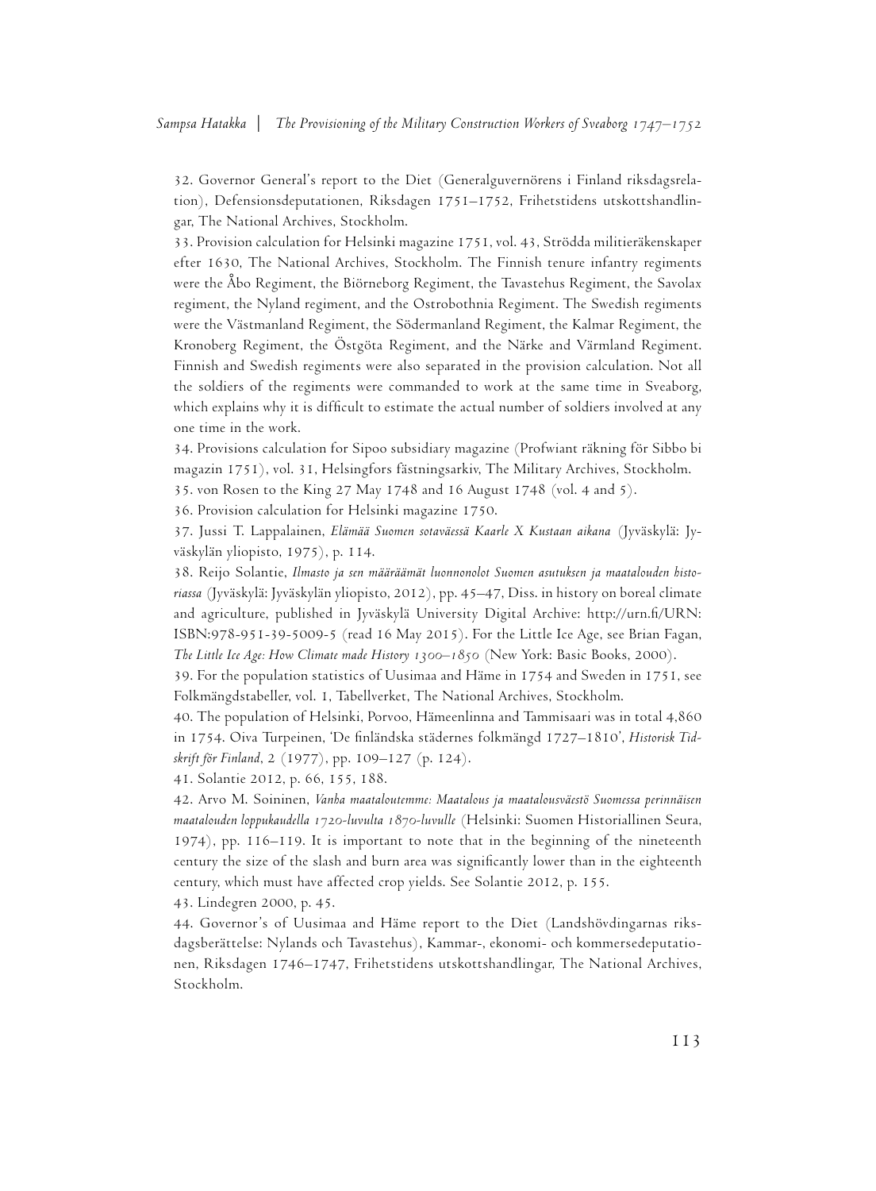32. Governor General's report to the Diet (Generalguvernörens i Finland riksdagsrelation), Defensionsdeputationen, Riksdagen 1751–1752, Frihetstidens utskottshandlingar, The National Archives, Stockholm.

33. Provision calculation for Helsinki magazine 1751, vol. 43, Strödda militieräkenskaper efter 1630, The National Archives, Stockholm. The Finnish tenure infantry regiments were the Åbo Regiment, the Biörneborg Regiment, the Tavastehus Regiment, the Savolax regiment, the Nyland regiment, and the Ostrobothnia Regiment. The Swedish regiments were the Västmanland Regiment, the Södermanland Regiment, the Kalmar Regiment, the Kronoberg Regiment, the Östgöta Regiment, and the Närke and Värmland Regiment. Finnish and Swedish regiments were also separated in the provision calculation. Not all the soldiers of the regiments were commanded to work at the same time in Sveaborg, which explains why it is difficult to estimate the actual number of soldiers involved at any one time in the work.

34. Provisions calculation for Sipoo subsidiary magazine (Profwiant räkning för Sibbo bi magazin 1751), vol. 31, Helsingfors fästningsarkiv, The Military Archives, Stockholm.

35. von Rosen to the King 27 May 1748 and 16 August 1748 (vol. 4 and 5).

36. Provision calculation for Helsinki magazine 1750.

37. Jussi T. Lappalainen, *Elämää Suomen sotaväessä Kaarle X Kustaan aikana* (Jyväskylä: Jyväskylän yliopisto, 1975), p. 114.

38. Reijo Solantie, *Ilmasto ja sen määräämät luonnonolot Suomen asutuksen ja maatalouden historiassa* (Jyväskylä: Jyväskylän yliopisto, 2012), pp. 45–47, Diss. in history on boreal climate and agriculture, published in Jyväskylä University Digital Archive: http://urn.fi/URN:ISBN:978-951-39-5009-5 (read 16 May 2015). For the Little Ice Age, see Brian Fagan, *The Little Ice Age: How Climate made History 1300–1850* (New York: Basic Books, 2000).

39. For the population statistics of Uusimaa and Häme in 1754 and Sweden in 1751, see Folkmängdstabeller, vol. 1, Tabellverket, The National Archives, Stockholm.

40. The population of Helsinki, Porvoo, Hämeenlinna and Tammisaari was in total 4,860 in 1754. Oiva Turpeinen, 'De finländska städernes folkmängd 1727–1810', *Historisk Tidskrift för Finland*, 2 (1977), pp. 109–127 (p. 124).

41. Solantie 2012, p. 66, 155, 188.

42. Arvo M. Soininen, *Vanha maataloutemme: Maatalous ja maatalousväestö Suomessa perinnäisen maatalouden loppukaudella 1720-luvulta 1870-luvulle* (Helsinki: Suomen Historiallinen Seura, 1974), pp. 116–119. It is important to note that in the beginning of the nineteenth century the size of the slash and burn area was significantly lower than in the eighteenth century, which must have affected crop yields. See Solantie 2012, p. 155.

43. Lindegren 2000, p. 45.

44. Governor's of Uusimaa and Häme report to the Diet (Landshövdingarnas riksdagsberättelse: Nylands och Tavastehus), Kammar-, ekonomi- och kommersedeputationen, Riksdagen 1746–1747, Frihetstidens utskottshandlingar, The National Archives, Stockholm.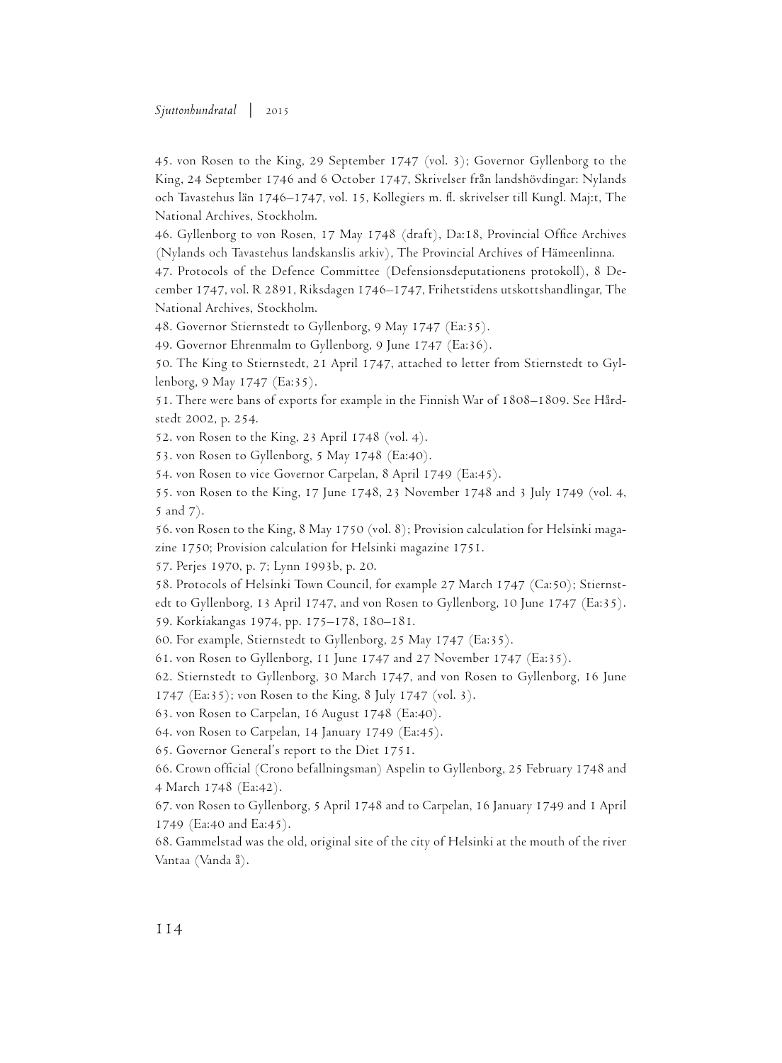45. von Rosen to the King, 29 September 1747 (vol. 3); Governor Gyllenborg to the King, 24 September 1746 and 6 October 1747, Skrivelser från landshövdingar: Nylands och Tavastehus län 1746–1747, vol. 15, Kollegiers m. fl. skrivelser till Kungl. Maj:t, The National Archives, Stockholm.

46. Gyllenborg to von Rosen, 17 May 1748 (draft), Da:18, Provincial Office Archives (Nylands och Tavastehus landskanslis arkiv), The Provincial Archives of Hämeenlinna.

47. Protocols of the Defence Committee (Defensionsdeputationens protokoll), 8 December 1747, vol. R 2891, Riksdagen 1746–1747, Frihetstidens utskottshandlingar, The National Archives, Stockholm.

48. Governor Stiernstedt to Gyllenborg, 9 May 1747 (Ea:35).

49. Governor Ehrenmalm to Gyllenborg, 9 June 1747 (Ea:36).

50. The King to Stiernstedt, 21 April 1747, attached to letter from Stiernstedt to Gyllenborg, 9 May 1747 (Ea:35).

51. There were bans of exports for example in the Finnish War of 1808–1809. See Hårdstedt 2002, p. 254.

52. von Rosen to the King, 23 April 1748 (vol. 4).

53. von Rosen to Gyllenborg, 5 May 1748 (Ea:40).

54. von Rosen to vice Governor Carpelan, 8 April 1749 (Ea:45).

55. von Rosen to the King, 17 June 1748, 23 November 1748 and 3 July 1749 (vol. 4, 5 and 7).

56. von Rosen to the King, 8 May 1750 (vol. 8); Provision calculation for Helsinki magazine 1750; Provision calculation for Helsinki magazine 1751.

57. Perjes 1970, p. 7; Lynn 1993b, p. 20.

58. Protocols of Helsinki Town Council, for example 27 March 1747 (Ca:50); Stiernstedt to Gyllenborg, 13 April 1747, and von Rosen to Gyllenborg, 10 June 1747 (Ea:35).

59. Korkiakangas 1974, pp. 175–178, 180–181.

60. For example, Stiernstedt to Gyllenborg, 25 May 1747 (Ea:35).

61. von Rosen to Gyllenborg, 11 June 1747 and 27 November 1747 (Ea:35).

62. Stiernstedt to Gyllenborg, 30 March 1747, and von Rosen to Gyllenborg, 16 June 1747 (Ea:35); von Rosen to the King, 8 July 1747 (vol. 3).

63. von Rosen to Carpelan, 16 August 1748 (Ea:40).

64. von Rosen to Carpelan, 14 January 1749 (Ea:45).

65. Governor General's report to the Diet 1751.

66. Crown official (Crono befallningsman) Aspelin to Gyllenborg, 25 February 1748 and 4 March 1748 (Ea:42).

67. von Rosen to Gyllenborg, 5 April 1748 and to Carpelan, 16 January 1749 and 1 April 1749 (Ea:40 and Ea:45).

68. Gammelstad was the old, original site of the city of Helsinki at the mouth of the river Vantaa (Vanda å).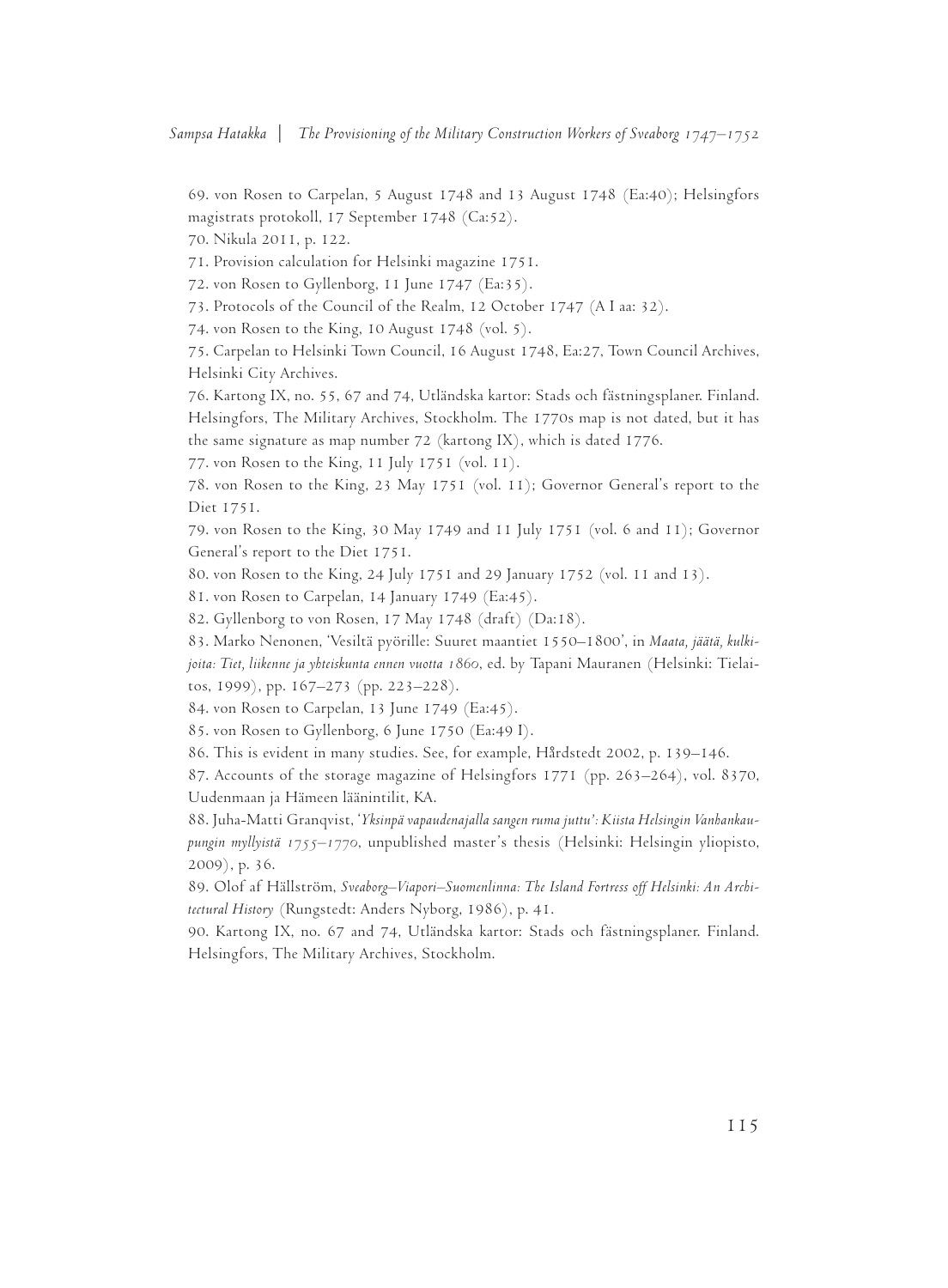69. von Rosen to Carpelan, 5 August 1748 and 13 August 1748 (Ea:40); Helsingfors magistrats protokoll, 17 September 1748 (Ca:52).

70. Nikula 2011, p. 122.

71. Provision calculation for Helsinki magazine 1751.

72. von Rosen to Gyllenborg, 11 June 1747 (Ea:35).

73. Protocols of the Council of the Realm, 12 October 1747 (A I aa: 32).

74. von Rosen to the King, 10 August 1748 (vol. 5).

75. Carpelan to Helsinki Town Council, 16 August 1748, Ea:27, Town Council Archives, Helsinki City Archives.

76. Kartong IX, no. 55, 67 and 74, Utländska kartor: Stads och fästningsplaner. Finland. Helsingfors, The Military Archives, Stockholm. The 1770s map is not dated, but it has the same signature as map number 72 (kartong IX), which is dated 1776.

77. von Rosen to the King, 11 July 1751 (vol. 11).

78. von Rosen to the King, 23 May 1751 (vol. 11); Governor General's report to the Diet 1751.

79. von Rosen to the King, 30 May 1749 and 11 July 1751 (vol. 6 and 11); Governor General's report to the Diet 1751.

80. von Rosen to the King, 24 July 1751 and 29 January 1752 (vol. 11 and 13).

81. von Rosen to Carpelan, 14 January 1749 (Ea:45).

82. Gyllenborg to von Rosen, 17 May 1748 (draft) (Da:18).

83. Marko Nenonen, 'Vesiltä pyörille: Suuret maantiet 1550–1800', in *Maata, jäätä, kulkijoita: Tiet, liikenne ja yhteiskunta ennen vuotta 1860*, ed. by Tapani Mauranen (Helsinki: Tielaitos, 1999), pp. 167–273 (pp. 223–228).

84. von Rosen to Carpelan, 13 June 1749 (Ea:45).

85. von Rosen to Gyllenborg, 6 June 1750 (Ea:49 I).

86. This is evident in many studies. See, for example, Hårdstedt 2002, p. 139–146.

87. Accounts of the storage magazine of Helsingfors 1771 (pp. 263–264), vol. 8370, Uudenmaan ja Hämeen läänintilit, KA.

88. Juha-Matti Granqvist, *'Yksinpä vapaudenajalla sangen ruma juttu': Kiista Helsingin Vanhankaupungin myllyistä 1755–1770*, unpublished master's thesis (Helsinki: Helsingin yliopisto, 2009), p. 36.

89. Olof af Hällström, *Sveaborg–Viapori–Suomenlinna: The Island Fortress off Helsinki: An Architectural History* (Rungstedt: Anders Nyborg, 1986), p. 41.

90. Kartong IX, no. 67 and 74, Utländska kartor: Stads och fästningsplaner. Finland. Helsingfors, The Military Archives, Stockholm.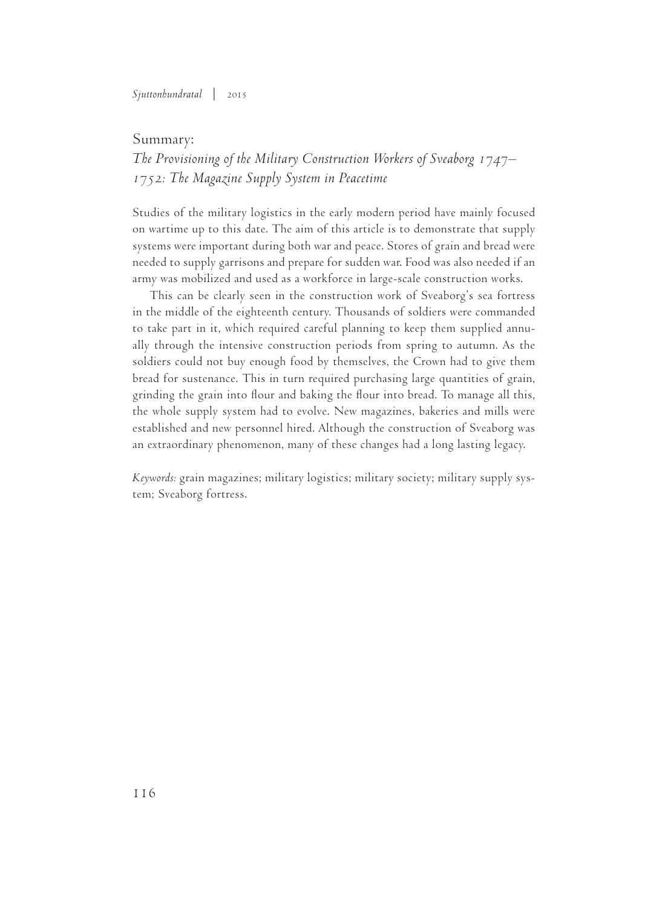## Summary:

### *The Provisioning of the Military Construction Workers of Sveaborg 1747–1752: The Magazine Supply System in Peacetime*

Studies of the military logistics in the early modern period have mainly focused on wartime up to this date. The aim of this article is to demonstrate that supply systems were important during both war and peace. Stores of grain and bread were needed to supply garrisons and prepare for sudden war. Food was also needed if an army was mobilized and used as a workforce in large-scale construction works.

This can be clearly seen in the construction work of Sveaborg's sea fortress in the middle of the eighteenth century. Thousands of soldiers were commanded to take part in it, which required careful planning to keep them supplied annually through the intensive construction periods from spring to autumn. As the soldiers could not buy enough food by themselves, the Crown had to give them bread for sustenance. This in turn required purchasing large quantities of grain, grinding the grain into flour and baking the flour into bread. To manage all this, the whole supply system had to evolve. New magazines, bakeries and mills were established and new personnel hired. Although the construction of Sveaborg was an extraordinary phenomenon, many of these changes had a long lasting legacy.

*Keywords:* grain magazines; military logistics; military society; military supply system; Sveaborg fortress.